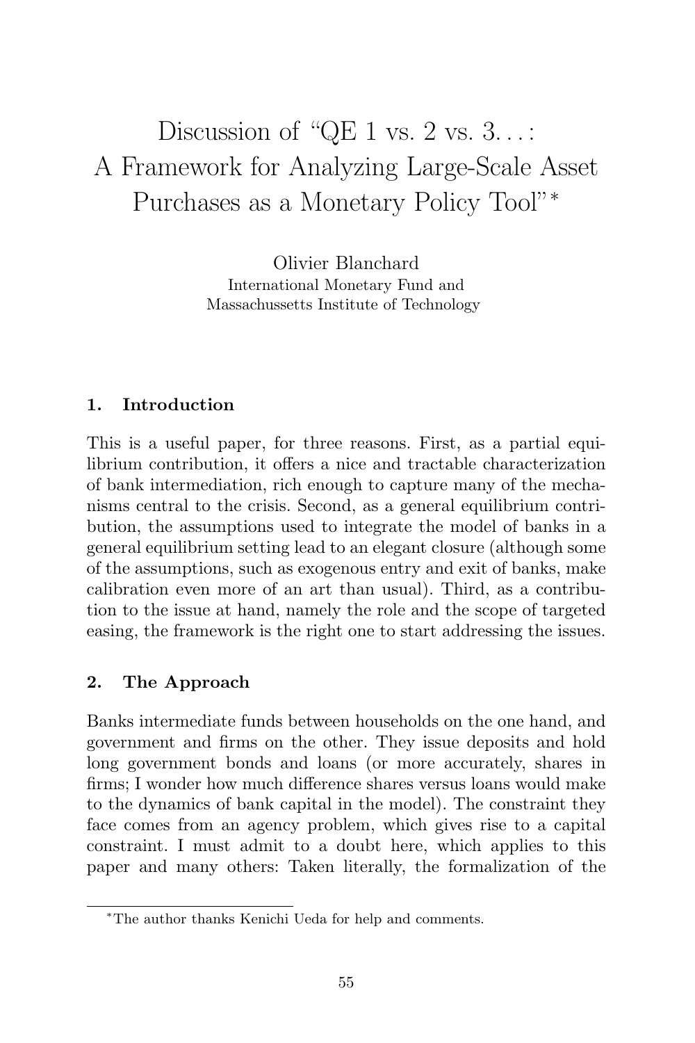# Discussion of "QE 1 vs. 2 vs. 3. . . : A Framework for Analyzing Large-Scale Asset Purchases as a Monetary Policy Tool"*

Olivier Blanchard
International Monetary Fund and
Massachussetts Institute of Technology

## 1. Introduction

This is a useful paper, for three reasons. First, as a partial equilibrium contribution, it offers a nice and tractable characterization of bank intermediation, rich enough to capture many of the mechanisms central to the crisis. Second, as a general equilibrium contribution, the assumptions used to integrate the model of banks in a general equilibrium setting lead to an elegant closure (although some of the assumptions, such as exogenous entry and exit of banks, make calibration even more of an art than usual). Third, as a contribution to the issue at hand, namely the role and the scope of targeted easing, the framework is the right one to start addressing the issues.

## 2. The Approach

Banks intermediate funds between households on the one hand, and government and firms on the other. They issue deposits and hold long government bonds and loans (or more accurately, shares in firms; I wonder how much difference shares versus loans would make to the dynamics of bank capital in the model). The constraint they face comes from an agency problem, which gives rise to a capital constraint. I must admit to a doubt here, which applies to this paper and many others: Taken literally, the formalization of the

*The author thanks Kenichi Ueda for help and comments.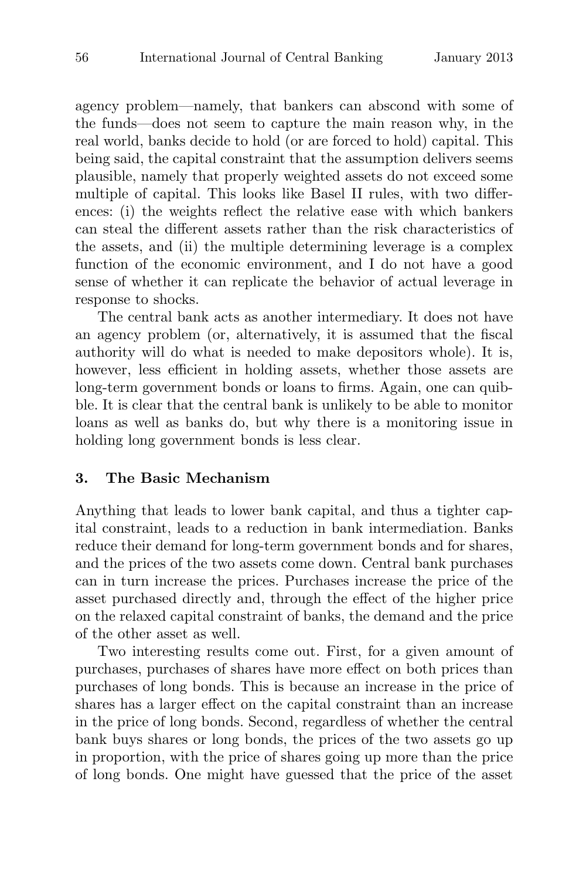agency problem—namely, that bankers can abscond with some of the funds—does not seem to capture the main reason why, in the real world, banks decide to hold (or are forced to hold) capital. This being said, the capital constraint that the assumption delivers seems plausible, namely that properly weighted assets do not exceed some multiple of capital. This looks like Basel II rules, with two differences: (i) the weights reflect the relative ease with which bankers can steal the different assets rather than the risk characteristics of the assets, and (ii) the multiple determining leverage is a complex function of the economic environment, and I do not have a good sense of whether it can replicate the behavior of actual leverage in response to shocks.

The central bank acts as another intermediary. It does not have an agency problem (or, alternatively, it is assumed that the fiscal authority will do what is needed to make depositors whole). It is, however, less efficient in holding assets, whether those assets are long-term government bonds or loans to firms. Again, one can quibble. It is clear that the central bank is unlikely to be able to monitor loans as well as banks do, but why there is a monitoring issue in holding long government bonds is less clear.

## 3. The Basic Mechanism

Anything that leads to lower bank capital, and thus a tighter capital constraint, leads to a reduction in bank intermediation. Banks reduce their demand for long-term government bonds and for shares, and the prices of the two assets come down. Central bank purchases can in turn increase the prices. Purchases increase the price of the asset purchased directly and, through the effect of the higher price on the relaxed capital constraint of banks, the demand and the price of the other asset as well.

Two interesting results come out. First, for a given amount of purchases, purchases of shares have more effect on both prices than purchases of long bonds. This is because an increase in the price of shares has a larger effect on the capital constraint than an increase in the price of long bonds. Second, regardless of whether the central bank buys shares or long bonds, the prices of the two assets go up in proportion, with the price of shares going up more than the price of long bonds. One might have guessed that the price of the asset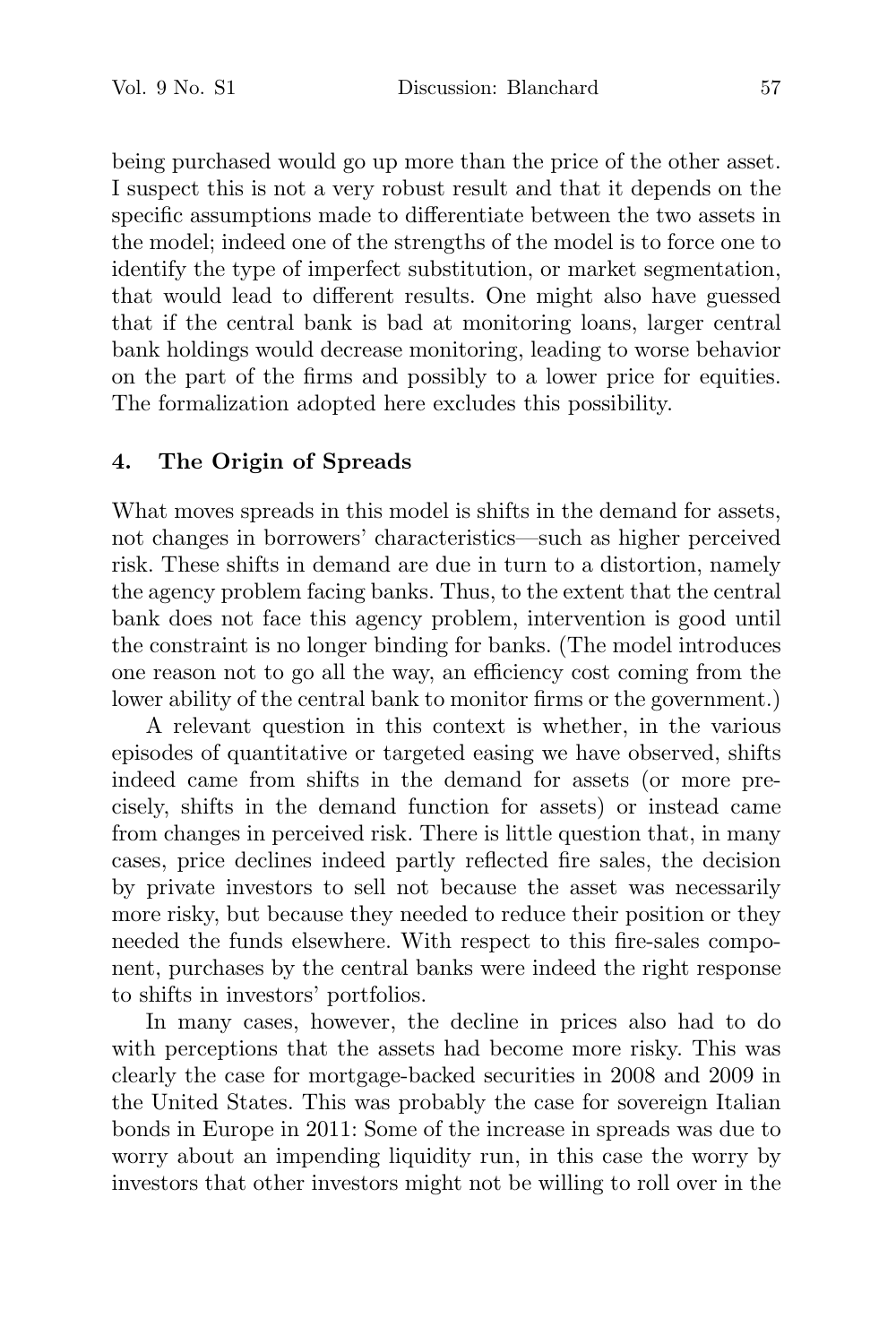being purchased would go up more than the price of the other asset. I suspect this is not a very robust result and that it depends on the specific assumptions made to differentiate between the two assets in the model; indeed one of the strengths of the model is to force one to identify the type of imperfect substitution, or market segmentation, that would lead to different results. One might also have guessed that if the central bank is bad at monitoring loans, larger central bank holdings would decrease monitoring, leading to worse behavior on the part of the firms and possibly to a lower price for equities. The formalization adopted here excludes this possibility.

## 4. The Origin of Spreads

What moves spreads in this model is shifts in the demand for assets, not changes in borrowers' characteristics—such as higher perceived risk. These shifts in demand are due in turn to a distortion, namely the agency problem facing banks. Thus, to the extent that the central bank does not face this agency problem, intervention is good until the constraint is no longer binding for banks. (The model introduces one reason not to go all the way, an efficiency cost coming from the lower ability of the central bank to monitor firms or the government.)

A relevant question in this context is whether, in the various episodes of quantitative or targeted easing we have observed, shifts indeed came from shifts in the demand for assets (or more precisely, shifts in the demand function for assets) or instead came from changes in perceived risk. There is little question that, in many cases, price declines indeed partly reflected fire sales, the decision by private investors to sell not because the asset was necessarily more risky, but because they needed to reduce their position or they needed the funds elsewhere. With respect to this fire-sales component, purchases by the central banks were indeed the right response to shifts in investors' portfolios.

In many cases, however, the decline in prices also had to do with perceptions that the assets had become more risky. This was clearly the case for mortgage-backed securities in 2008 and 2009 in the United States. This was probably the case for sovereign Italian bonds in Europe in 2011: Some of the increase in spreads was due to worry about an impending liquidity run, in this case the worry by investors that other investors might not be willing to roll over in the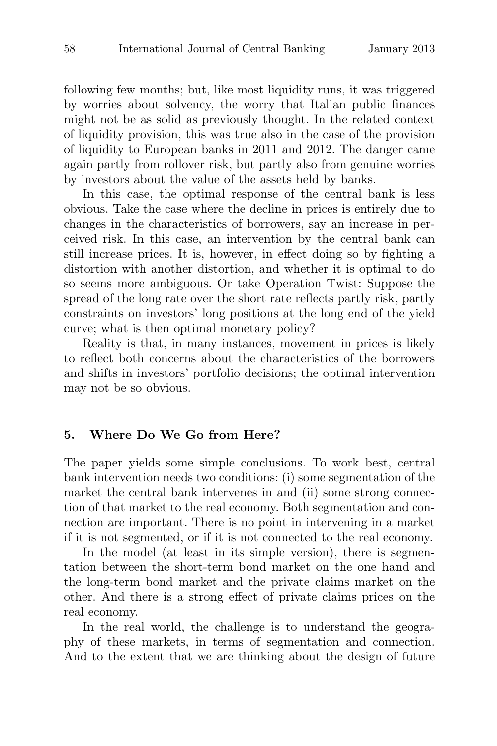following few months; but, like most liquidity runs, it was triggered by worries about solvency, the worry that Italian public finances might not be as solid as previously thought. In the related context of liquidity provision, this was true also in the case of the provision of liquidity to European banks in 2011 and 2012. The danger came again partly from rollover risk, but partly also from genuine worries by investors about the value of the assets held by banks.

In this case, the optimal response of the central bank is less obvious. Take the case where the decline in prices is entirely due to changes in the characteristics of borrowers, say an increase in perceived risk. In this case, an intervention by the central bank can still increase prices. It is, however, in effect doing so by fighting a distortion with another distortion, and whether it is optimal to do so seems more ambiguous. Or take Operation Twist: Suppose the spread of the long rate over the short rate reflects partly risk, partly constraints on investors' long positions at the long end of the yield curve; what is then optimal monetary policy?

Reality is that, in many instances, movement in prices is likely to reflect both concerns about the characteristics of the borrowers and shifts in investors' portfolio decisions; the optimal intervention may not be so obvious.

## 5. Where Do We Go from Here?

The paper yields some simple conclusions. To work best, central bank intervention needs two conditions: (i) some segmentation of the market the central bank intervenes in and (ii) some strong connection of that market to the real economy. Both segmentation and connection are important. There is no point in intervening in a market if it is not segmented, or if it is not connected to the real economy.

In the model (at least in its simple version), there is segmentation between the short-term bond market on the one hand and the long-term bond market and the private claims market on the other. And there is a strong effect of private claims prices on the real economy.

In the real world, the challenge is to understand the geography of these markets, in terms of segmentation and connection. And to the extent that we are thinking about the design of future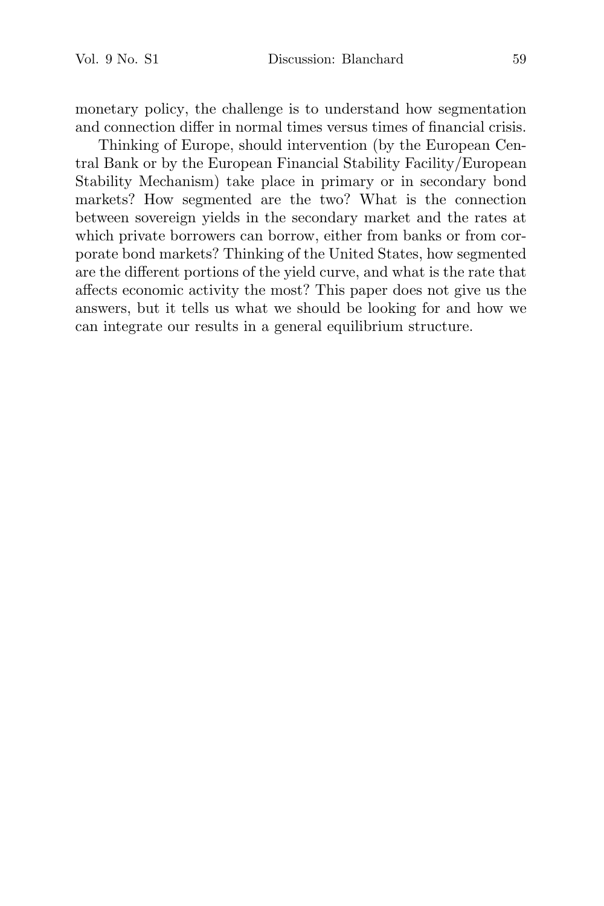monetary policy, the challenge is to understand how segmentation and connection differ in normal times versus times of financial crisis.

Thinking of Europe, should intervention (by the European Central Bank or by the European Financial Stability Facility/European Stability Mechanism) take place in primary or in secondary bond markets? How segmented are the two? What is the connection between sovereign yields in the secondary market and the rates at which private borrowers can borrow, either from banks or from corporate bond markets? Thinking of the United States, how segmented are the different portions of the yield curve, and what is the rate that affects economic activity the most? This paper does not give us the answers, but it tells us what we should be looking for and how we can integrate our results in a general equilibrium structure.